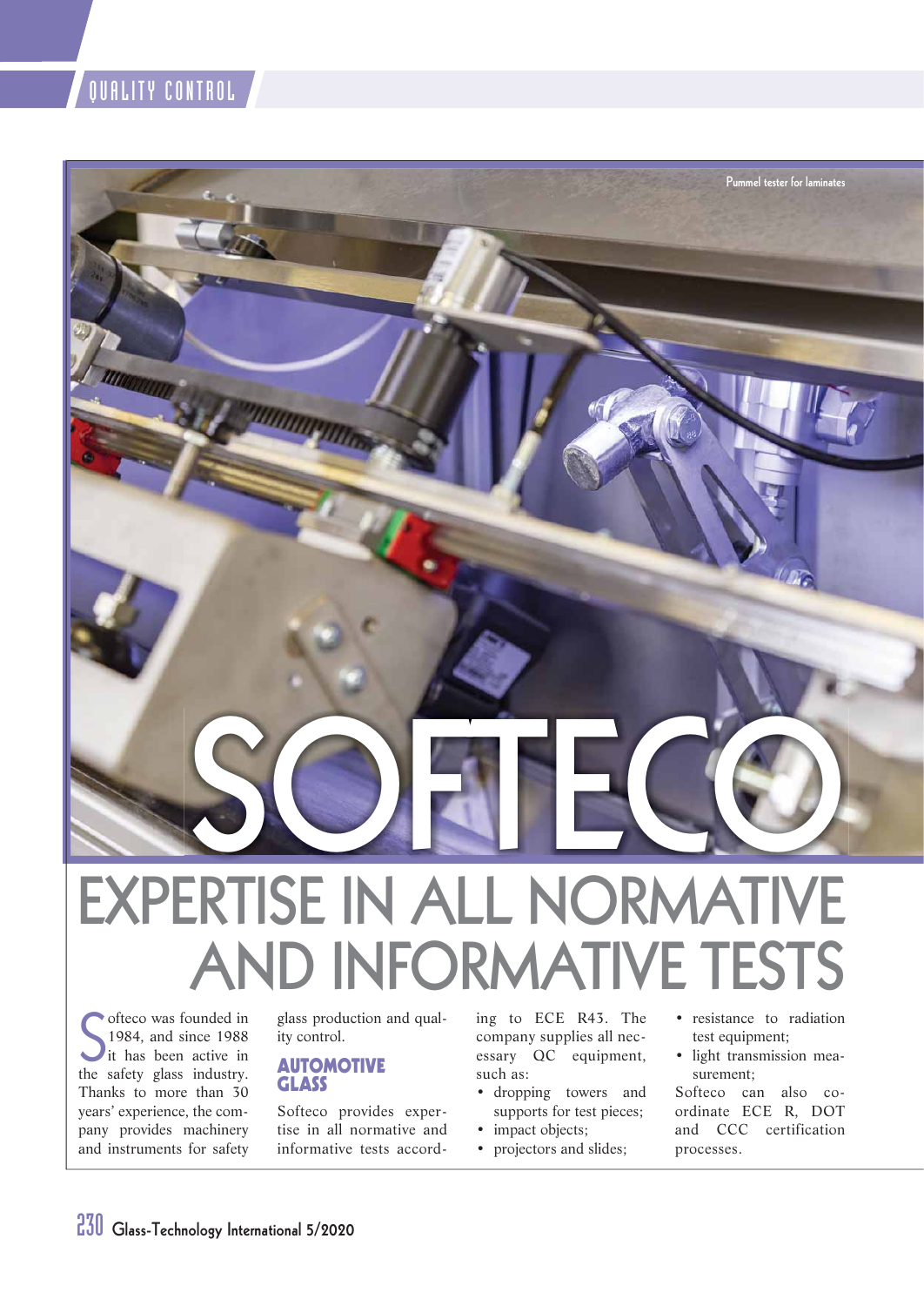Pummel tester for laminates

# SOFTECO

## EXPERTISE IN ALL NORMATIVE AND INFORMATIVE TESTS

Softeco was founded in 1984, and since 1988 it has been active in the safety glass industry. Thanks to more than 30 years' experience, the company provides machinery and instruments for safety glass production and quality control.

### AUTOMOTIVE GLASS

Softeco provides expertise in all normative and informative tests according to ECE R43. The company supplies all necessary QC equipment, such as:

- dropping towers and supports for test pieces;
- impact objects;
- projectors and slides;
- resistance to radiation test equipment;
- light transmission measurement;

Softeco can also coordinate ECE R, DOT and CCC certification processes.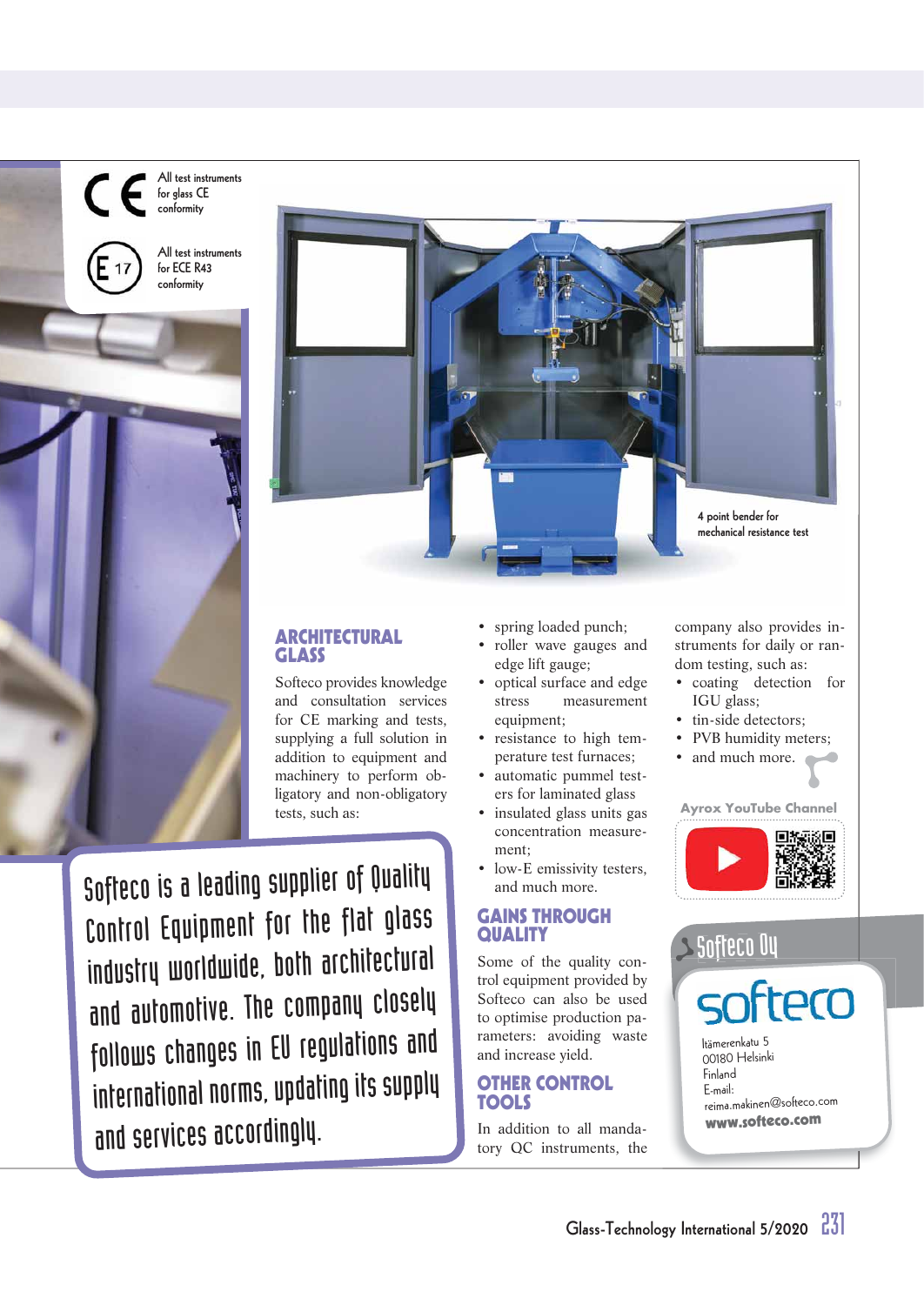All test instruments for glass CE conformity

All test instruments for ECE R43 conformity

4 point bender for mechanical resistance test

## ARCHITECTURAL GLASS

Softeco provides knowledge and consultation services for CE marking and tests, supplying a full solution in addition to equipment and machinery to perform obligatory and non-obligatory tests, such as:

- spring loaded punch;
- roller wave gauges and edge lift gauge;
- optical surface and edge stress measurement equipment;
- resistance to high temperature test furnaces;
- automatic pummel testers for laminated glass
- insulated glass units gas concentration measurement;
- low-E emissivity testers, and much more.

## GAINS THROUGH QUALITY

Some of the quality control equipment provided by Softeco can also be used to optimise production parameters: avoiding waste and increase yield.

## OTHER CONTROL TOOLS

In addition to all mandatory QC instruments, the company also provides instruments for daily or random testing, such as:

- coating detection for IGU glass;
- tin-side detectors;
- PVB humidity meters;
- and much more.

Softeco is a leading supplier of Quality Control Equipment for the flat glass industry worldwide, both architectural and automotive. The company closely follows changes in EU regulations and international norms, updating its supply and services accordingly.

Ayrox YouTube Channel

**Softeco Oy**

softeco

Itämerenkatu 5
00180 Helsinki
Finland
E-mail:
reima.makinen@softeco.com
**www.softeco.com**